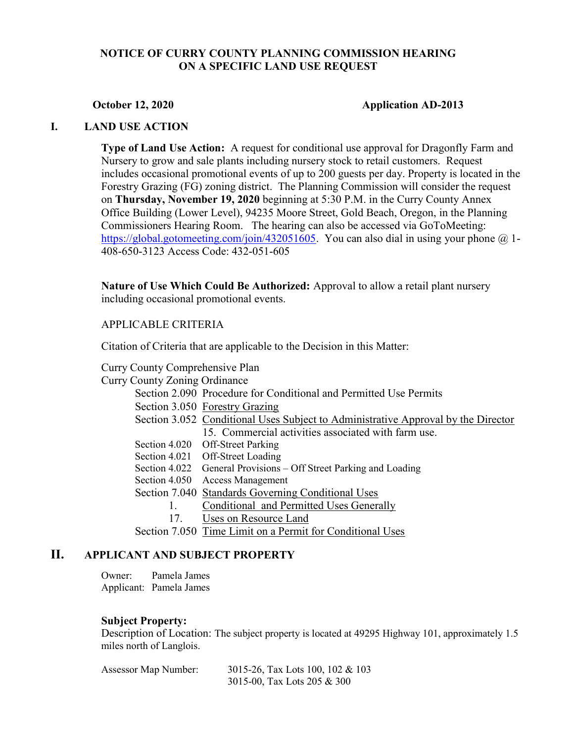# NOTICE OF CURRY COUNTY PLANNING COMMISSION HEARING ON A SPECIFIC LAND USE REQUEST

**October 12, 2020** **Application AD-2013**

## I. LAND USE ACTION

**Type of Land Use Action:** A request for conditional use approval for Dragonfly Farm and Nursery to grow and sale plants including nursery stock to retail customers. Request includes occasional promotional events of up to 200 guests per day. Property is located in the Forestry Grazing (FG) zoning district. The Planning Commission will consider the request on **Thursday, November 19, 2020** beginning at 5:30 P.M. in the Curry County Annex Office Building (Lower Level), 94235 Moore Street, Gold Beach, Oregon, in the Planning Commissioners Hearing Room. The hearing can also be accessed via GoToMeeting: https://global.gotomeeting.com/join/432051605. You can also dial in using your phone @ 1-408-650-3123 Access Code: 432-051-605

**Nature of Use Which Could Be Authorized:** Approval to allow a retail plant nursery including occasional promotional events.

APPLICABLE CRITERIA

Citation of Criteria that are applicable to the Decision in this Matter:

Curry County Comprehensive Plan
Curry County Zoning Ordinance

- Section 2.090 Procedure for Conditional and Permitted Use Permits
- Section 3.050 Forestry Grazing
- Section 3.052 Conditional Uses Subject to Administrative Approval by the Director
  - 15. Commercial activities associated with farm use.
- Section 4.020 Off-Street Parking
- Section 4.021 Off-Street Loading
- Section 4.022 General Provisions – Off Street Parking and Loading
- Section 4.050 Access Management
- Section 7.040 Standards Governing Conditional Uses
  - 1. Conditional and Permitted Uses Generally
  - 17. Uses on Resource Land
- Section 7.050 Time Limit on a Permit for Conditional Uses

## II. APPLICANT AND SUBJECT PROPERTY

Owner: Pamela James
Applicant: Pamela James

**Subject Property:**
Description of Location: The subject property is located at 49295 Highway 101, approximately 1.5 miles north of Langlois.

Assessor Map Number: 3015-26, Tax Lots 100, 102 & 103
3015-00, Tax Lots 205 & 300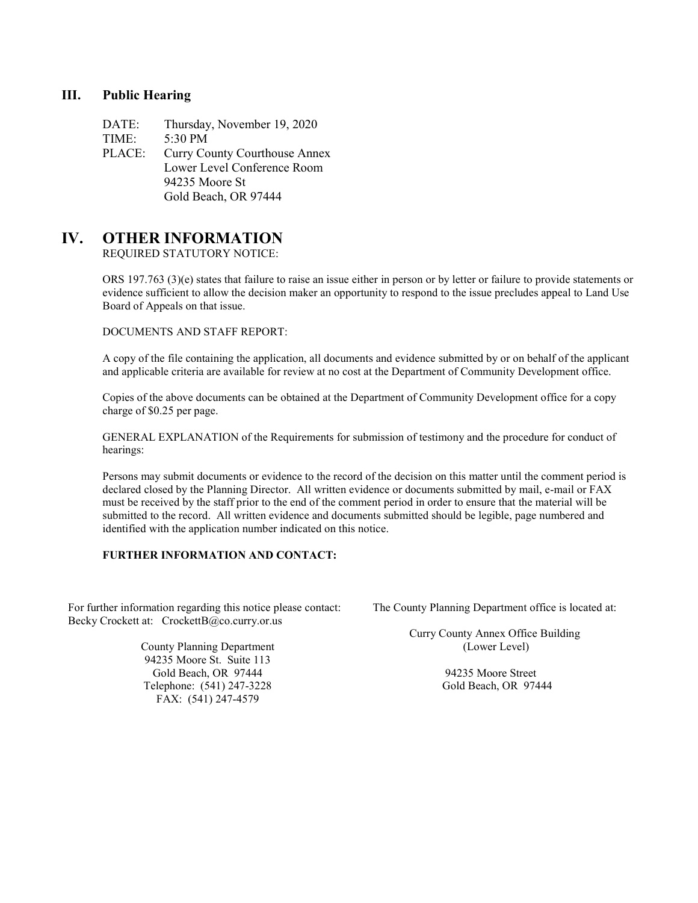## III. Public Hearing

DATE: Thursday, November 19, 2020
TIME: 5:30 PM
PLACE: Curry County Courthouse Annex
Lower Level Conference Room
94235 Moore St
Gold Beach, OR 97444

## IV. OTHER INFORMATION

REQUIRED STATUTORY NOTICE:

ORS 197.763 (3)(e) states that failure to raise an issue either in person or by letter or failure to provide statements or evidence sufficient to allow the decision maker an opportunity to respond to the issue precludes appeal to Land Use Board of Appeals on that issue.

DOCUMENTS AND STAFF REPORT:

A copy of the file containing the application, all documents and evidence submitted by or on behalf of the applicant and applicable criteria are available for review at no cost at the Department of Community Development office.

Copies of the above documents can be obtained at the Department of Community Development office for a copy charge of $0.25 per page.

GENERAL EXPLANATION of the Requirements for submission of testimony and the procedure for conduct of hearings:

Persons may submit documents or evidence to the record of the decision on this matter until the comment period is declared closed by the Planning Director. All written evidence or documents submitted by mail, e-mail or FAX must be received by the staff prior to the end of the comment period in order to ensure that the material will be submitted to the record. All written evidence and documents submitted should be legible, page numbered and identified with the application number indicated on this notice.

**FURTHER INFORMATION AND CONTACT:**

For further information regarding this notice please contact:
Becky Crockett at: CrockettB@co.curry.or.us

County Planning Department
94235 Moore St. Suite 113
Gold Beach, OR 97444
Telephone: (541) 247-3228
FAX: (541) 247-4579

The County Planning Department office is located at:

Curry County Annex Office Building
(Lower Level)

94235 Moore Street
Gold Beach, OR 97444